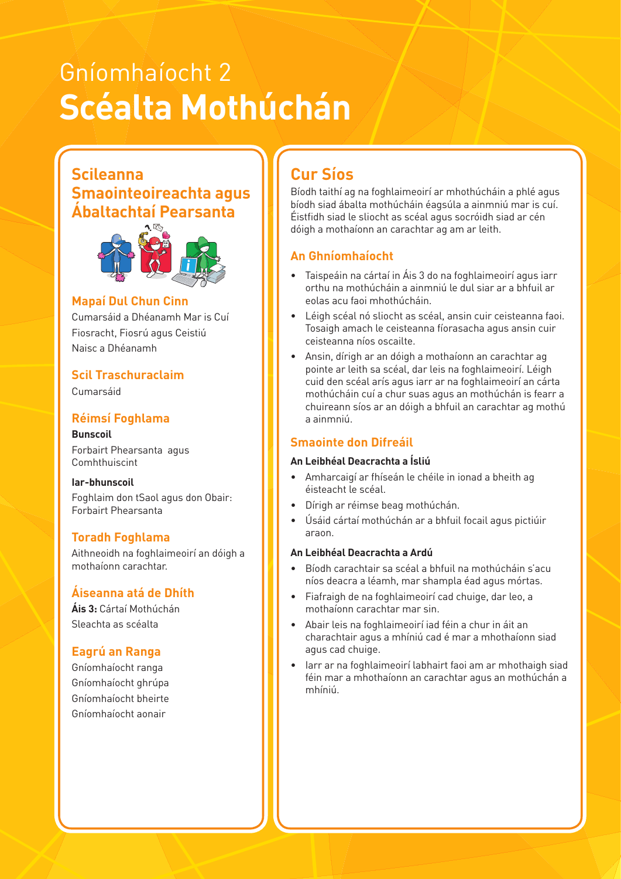# Gníomhaíocht 2
# **Scéalta Mothúchán**

## Scileanna Smaointeoireachta agus Ábaltachtaí Pearsanta

### Mapaí Dul Chun Cinn

Cumarsáid a Dhéanamh Mar is Cuí
Fiosracht, Fiosrú agus Ceistiú
Naisc a Dhéanamh

### Scil Traschuraclaim

Cumarsáid

### Réimsí Foghlama

**Bunscoil**

Forbairt Phearsanta agus Comhthuiscint

**Iar-bhunscoil**

Foghlaim don tSaol agus don Obair: Forbairt Phearsanta

### Toradh Foghlama

Aithneoidh na foghlaimeoirí an dóigh a mothaíonn carachtar.

### Áiseanna atá de Dhíth

**Áis 3:** Cártaí Mothúchán
Sleachta as scéalta

### Eagrú an Ranga

Gníomhaíocht ranga
Gníomhaíocht ghrúpa
Gníomhaíocht bheirte
Gníomhaíocht aonair

## Cur Síos

Bíodh taithí ag na foghlaimeoirí ar mhothúcháin a phlé agus bíodh siad ábalta mothúcháin éagsúla a ainmniú mar is cuí. Éistfidh siad le sliocht as scéal agus socróidh siad ar cén dóigh a mothaíonn an carachtar ag am ar leith.

### An Ghníomhaíocht

- Taispeáin na cártaí in Áis 3 do na foghlaimeoirí agus iarr orthu na mothúcháin a ainmniú le dul siar ar a bhfuil ar eolas acu faoi mhothúcháin.
- Léigh scéal nó sliocht as scéal, ansin cuir ceisteanna faoi. Tosaigh amach le ceisteanna fíorasacha agus ansin cuir ceisteanna níos oscailte.
- Ansin, dírigh ar an dóigh a mothaíonn an carachtar ag pointe ar leith sa scéal, dar leis na foghlaimeoirí. Léigh cuid den scéal arís agus iarr ar na foghlaimeoirí an cárta mothúcháin cuí a chur suas agus an mothúchán is fearr a chuireann síos ar an dóigh a bhfuil an carachtar ag mothú a ainmniú.

### Smaointe don Difreáil

**An Leibhéal Deacrachta a Ísliú**

- Amharcaigí ar fhíseán le chéile in ionad a bheith ag éisteacht le scéal.
- Dírigh ar réimse beag mothúchán.
- Úsáid cártaí mothúchán ar a bhfuil focail agus pictiúir araon.

**An Leibhéal Deacrachta a Ardú**

- Bíodh carachtair sa scéal a bhfuil na mothúcháin s'acu níos deacra a léamh, mar shampla éad agus mórtas.
- Fiafraigh de na foghlaimeoirí cad chuige, dar leo, a mothaíonn carachtar mar sin.
- Abair leis na foghlaimeoirí iad féin a chur in áit an charachtair agus a mhíniú cad é mar a mhothaíonn siad agus cad chuige.
- Iarr ar na foghlaimeoirí labhairt faoi am ar mhothaigh siad féin mar a mhothaíonn an carachtar agus an mothúchán a mhíniú.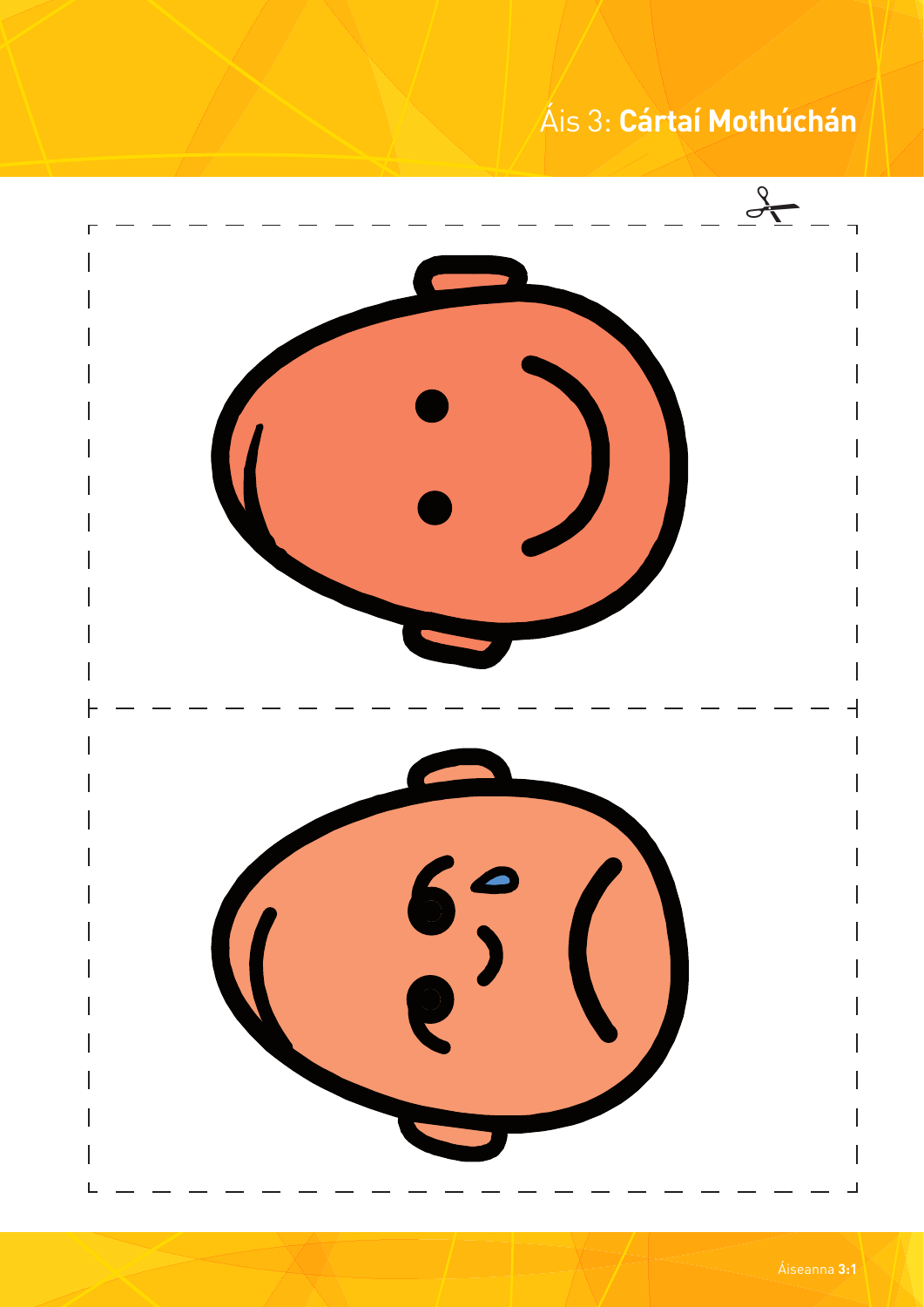# Áis 3: **Cártaí Mothúchán**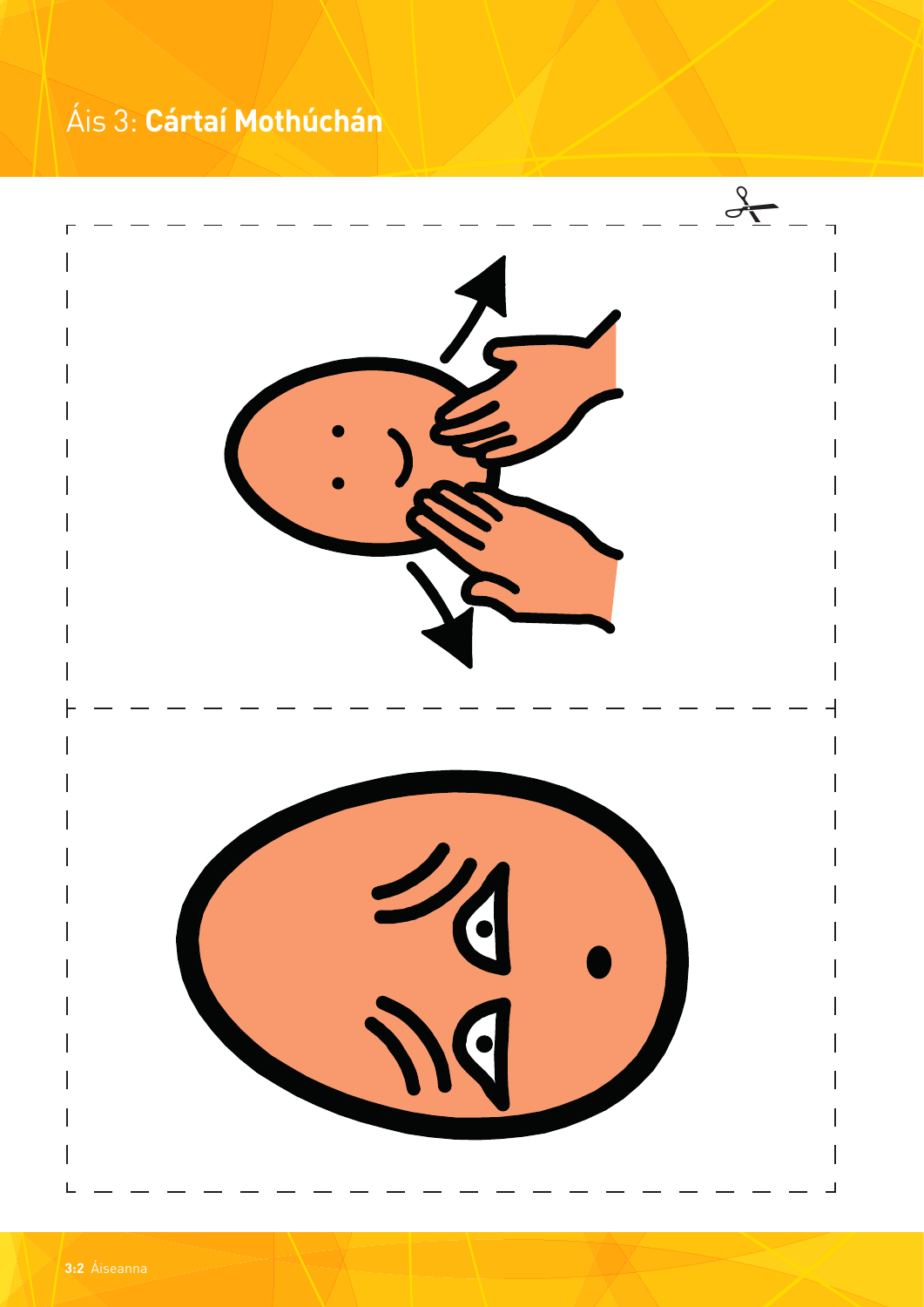# Áis 3: **Cártaí Mothúchán**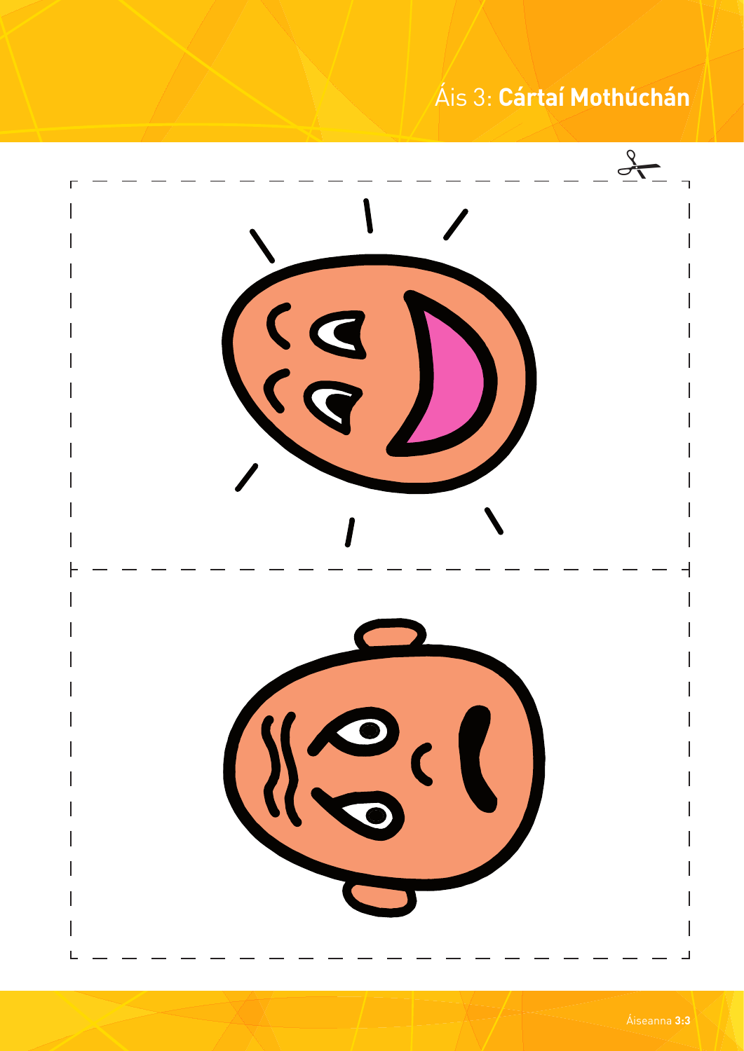# Áis 3: **Cártaí Mothúchán**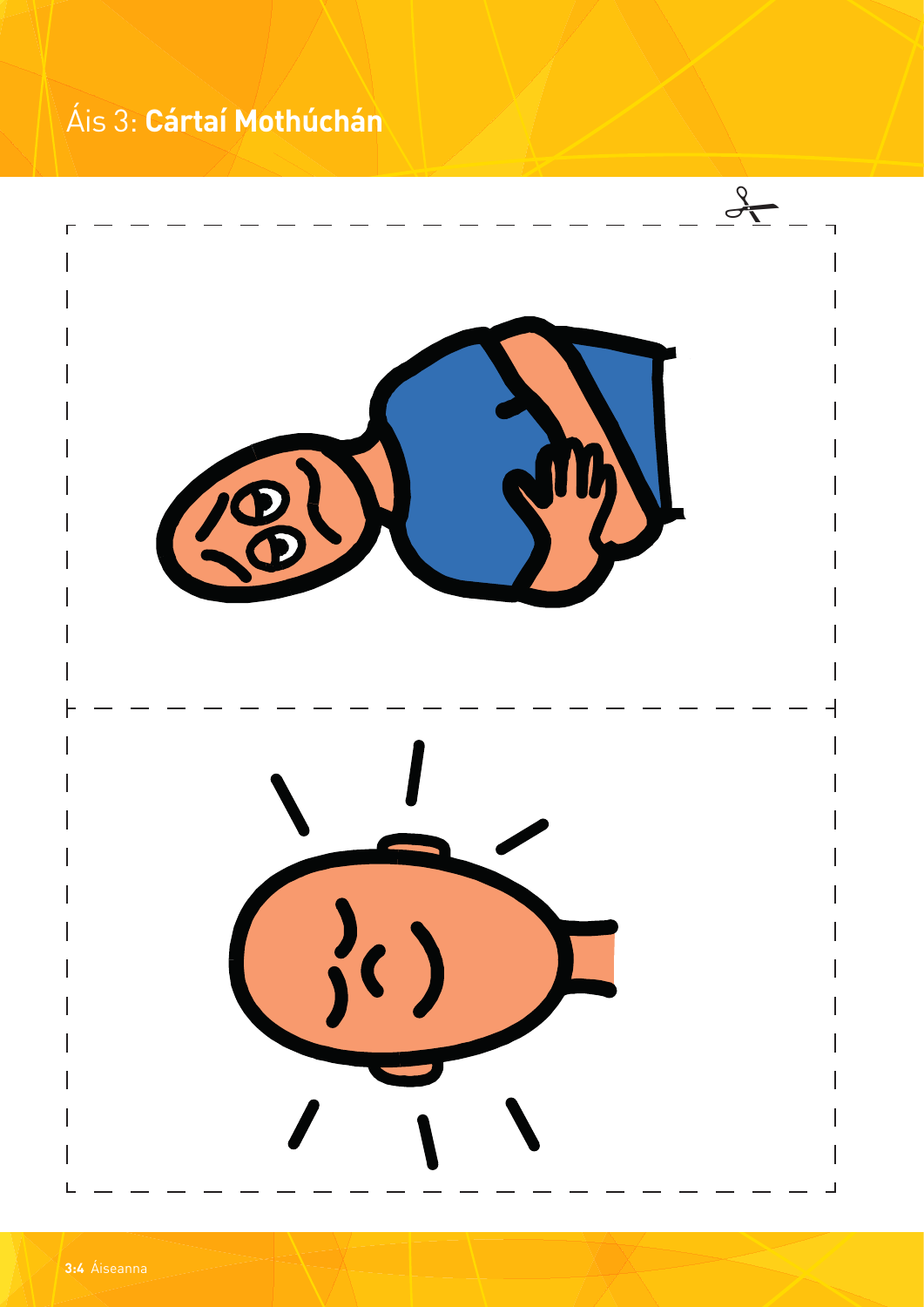# Áis 3: **Cártaí Mothúchán**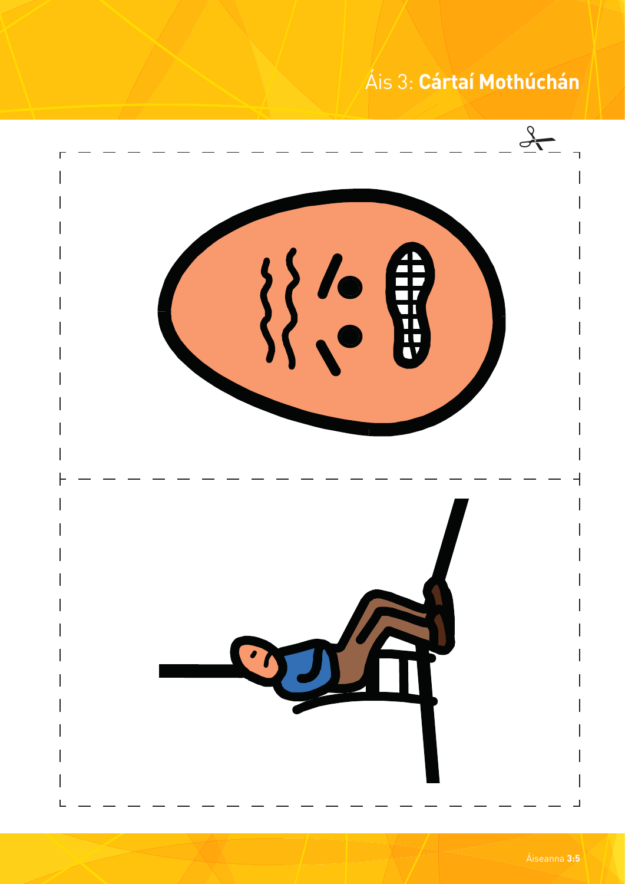# Áis 3: **Cártaí Mothúchán**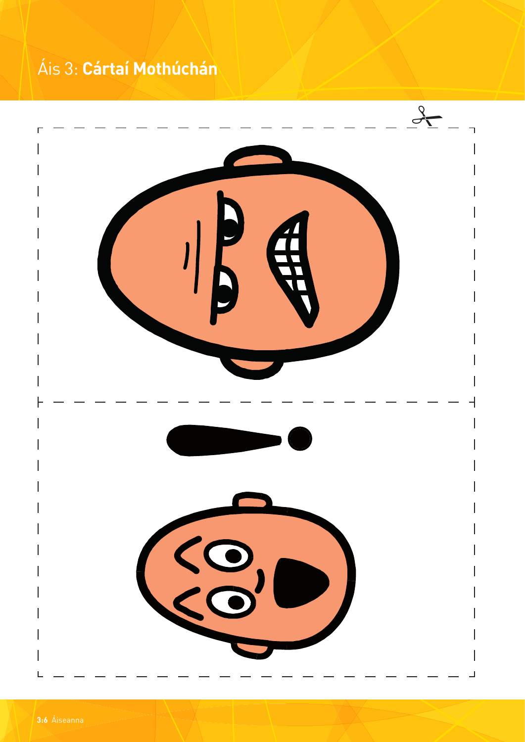# Áis 3: **Cártaí Mothúchán**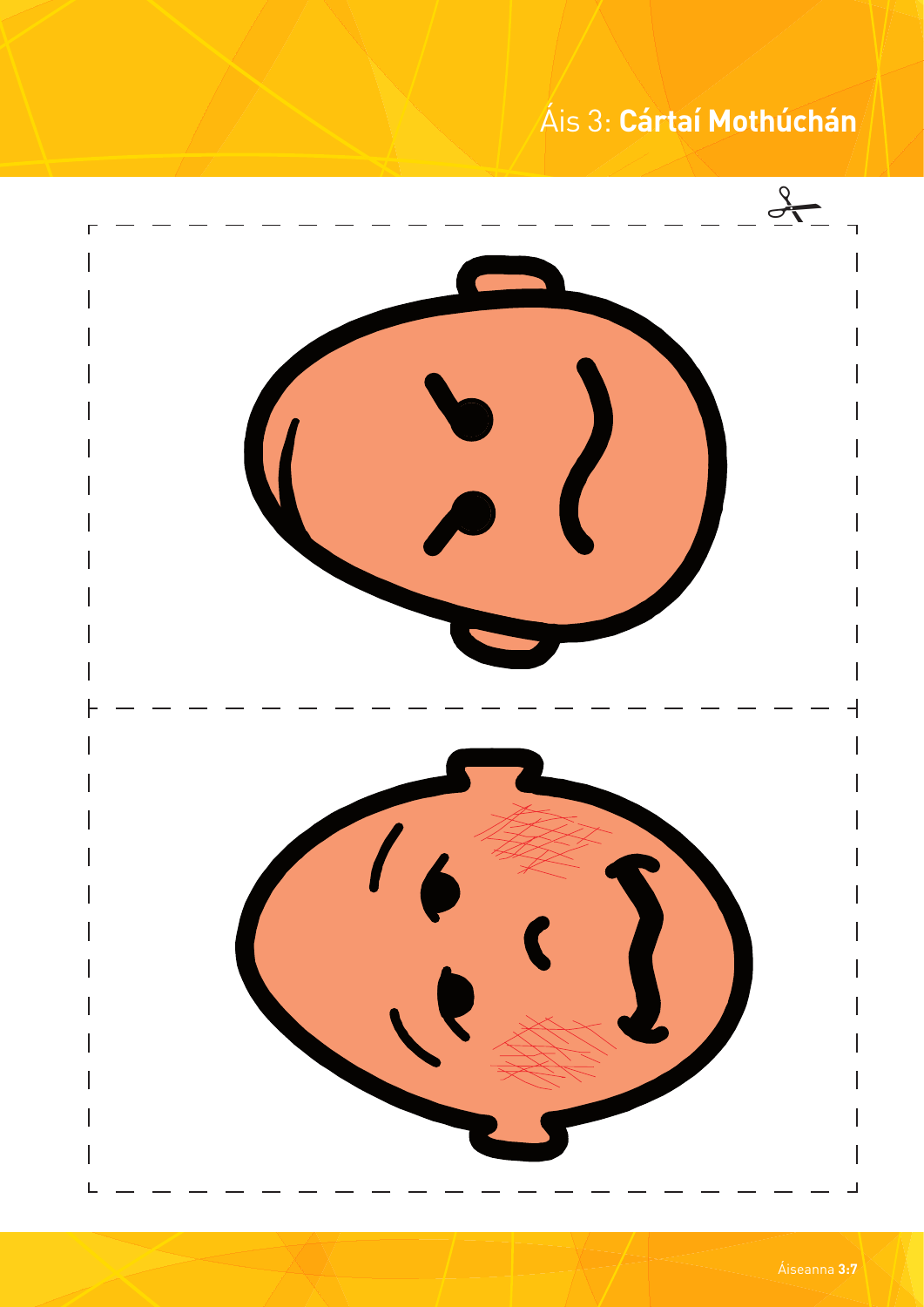# Áis 3: **Cártaí Mothúchán**